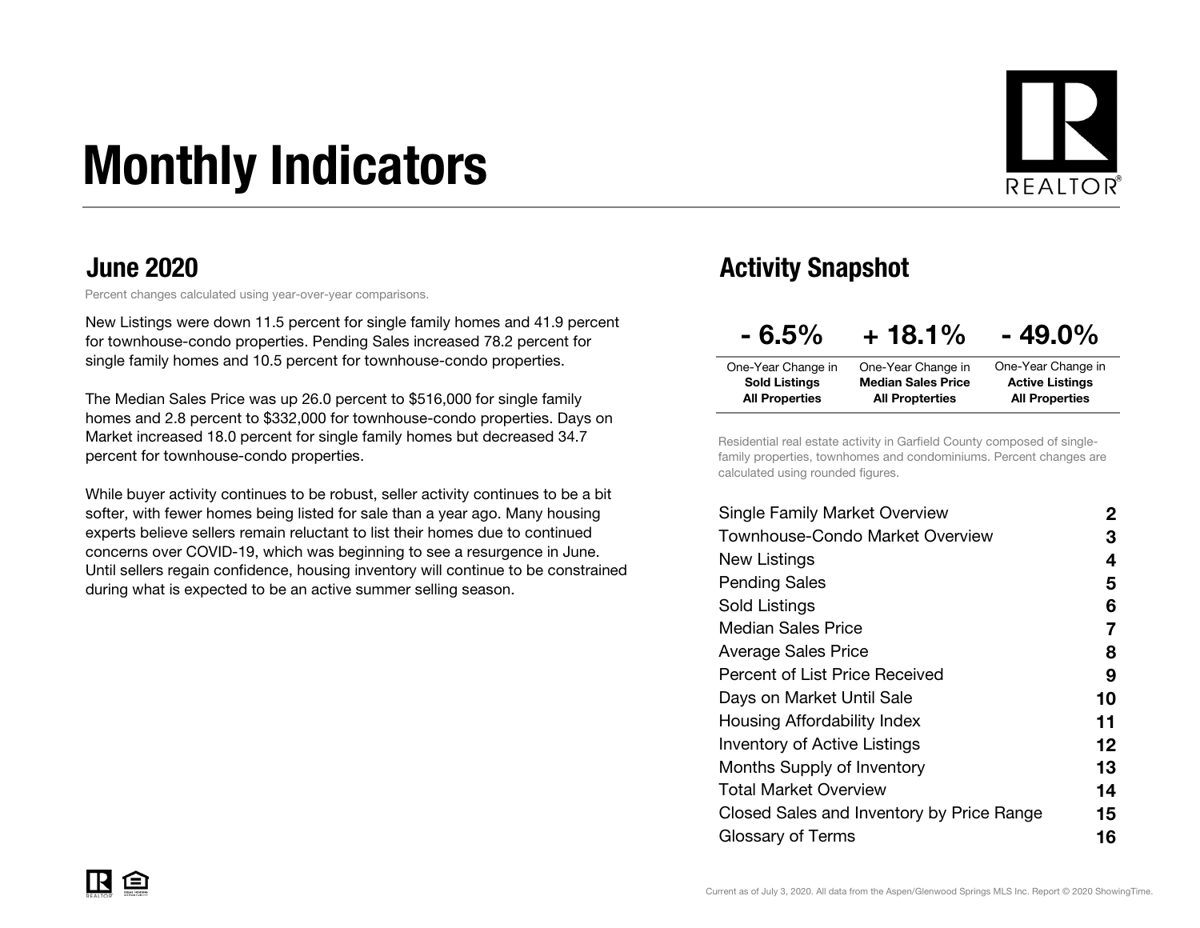# Monthly Indicators

REALTOR®

## June 2020

Percent changes calculated using year-over-year comparisons.

New Listings were down 11.5 percent for single family homes and 41.9 percent for townhouse-condo properties. Pending Sales increased 78.2 percent for single family homes and 10.5 percent for townhouse-condo properties.

The Median Sales Price was up 26.0 percent to $516,000 for single family homes and 2.8 percent to $332,000 for townhouse-condo properties. Days on Market increased 18.0 percent for single family homes but decreased 34.7 percent for townhouse-condo properties.

While buyer activity continues to be robust, seller activity continues to be a bit softer, with fewer homes being listed for sale than a year ago. Many housing experts believe sellers remain reluctant to list their homes due to continued concerns over COVID-19, which was beginning to see a resurgence in June. Until sellers regain confidence, housing inventory will continue to be constrained during what is expected to be an active summer selling season.

## Activity Snapshot

| - 6.5% | + 18.1% | - 49.0% |
| --- | --- | --- |
| One-Year Change in **Sold Listings All Properties** | One-Year Change in **Median Sales Price All Propterties** | One-Year Change in **Active Listings All Properties** |

Residential real estate activity in Garfield County composed of single-family properties, townhomes and condominiums. Percent changes are calculated using rounded figures.

| | |
| --- | --- |
| Single Family Market Overview | 2 |
| Townhouse-Condo Market Overview | 3 |
| New Listings | 4 |
| Pending Sales | 5 |
| Sold Listings | 6 |
| Median Sales Price | 7 |
| Average Sales Price | 8 |
| Percent of List Price Received | 9 |
| Days on Market Until Sale | 10 |
| Housing Affordability Index | 11 |
| Inventory of Active Listings | 12 |
| Months Supply of Inventory | 13 |
| Total Market Overview | 14 |
| Closed Sales and Inventory by Price Range | 15 |
| Glossary of Terms | 16 |

Current as of July 3, 2020. All data from the Aspen/Glenwood Springs MLS Inc. Report © 2020 ShowingTime.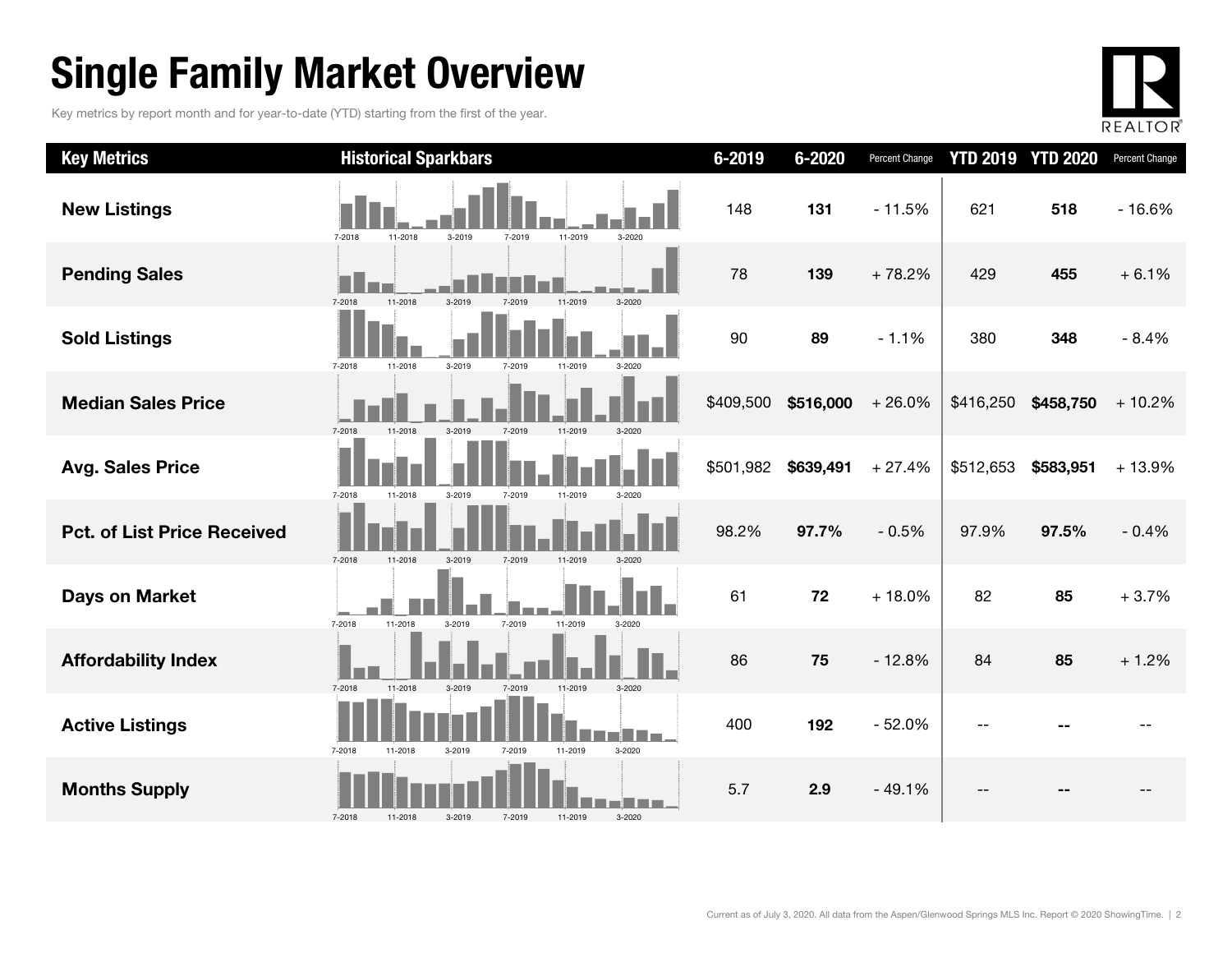# Single Family Market Overview

Key metrics by report month and for year-to-date (YTD) starting from the first of the year.

| Key Metrics | Historical Sparkbars | 6-2019 | 6-2020 | Percent Change | YTD 2019 | YTD 2020 | Percent Change |
|---|---|---|---|---|---|---|---|
| **New Listings** | 7-2018 11-2018 3-2019 7-2019 11-2019 3-2020 | 148 | **131** | - 11.5% | 621 | **518** | - 16.6% |
| **Pending Sales** | 7-2018 11-2018 3-2019 7-2019 11-2019 3-2020 | 78 | **139** | + 78.2% | 429 | **455** | + 6.1% |
| **Sold Listings** | 7-2018 11-2018 3-2019 7-2019 11-2019 3-2020 | 90 | **89** | - 1.1% | 380 | **348** | - 8.4% |
| **Median Sales Price** | 7-2018 11-2018 3-2019 7-2019 11-2019 3-2020 | $409,500 | **$516,000** | + 26.0% | $416,250 | **$458,750** | + 10.2% |
| **Avg. Sales Price** | 7-2018 11-2018 3-2019 7-2019 11-2019 3-2020 | $501,982 | **$639,491** | + 27.4% | $512,653 | **$583,951** | + 13.9% |
| **Pct. of List Price Received** | 7-2018 11-2018 3-2019 7-2019 11-2019 3-2020 | 98.2% | **97.7%** | - 0.5% | 97.9% | **97.5%** | - 0.4% |
| **Days on Market** | 7-2018 11-2018 3-2019 7-2019 11-2019 3-2020 | 61 | **72** | + 18.0% | 82 | **85** | + 3.7% |
| **Affordability Index** | 7-2018 11-2018 3-2019 7-2019 11-2019 3-2020 | 86 | **75** | - 12.8% | 84 | **85** | + 1.2% |
| **Active Listings** | 7-2018 11-2018 3-2019 7-2019 11-2019 3-2020 | 400 | **192** | - 52.0% | -- | **--** | -- |
| **Months Supply** | 7-2018 11-2018 3-2019 7-2019 11-2019 3-2020 | 5.7 | **2.9** | - 49.1% | -- | **--** | -- |

Current as of July 3, 2020. All data from the Aspen/Glenwood Springs MLS Inc. Report © 2020 ShowingTime.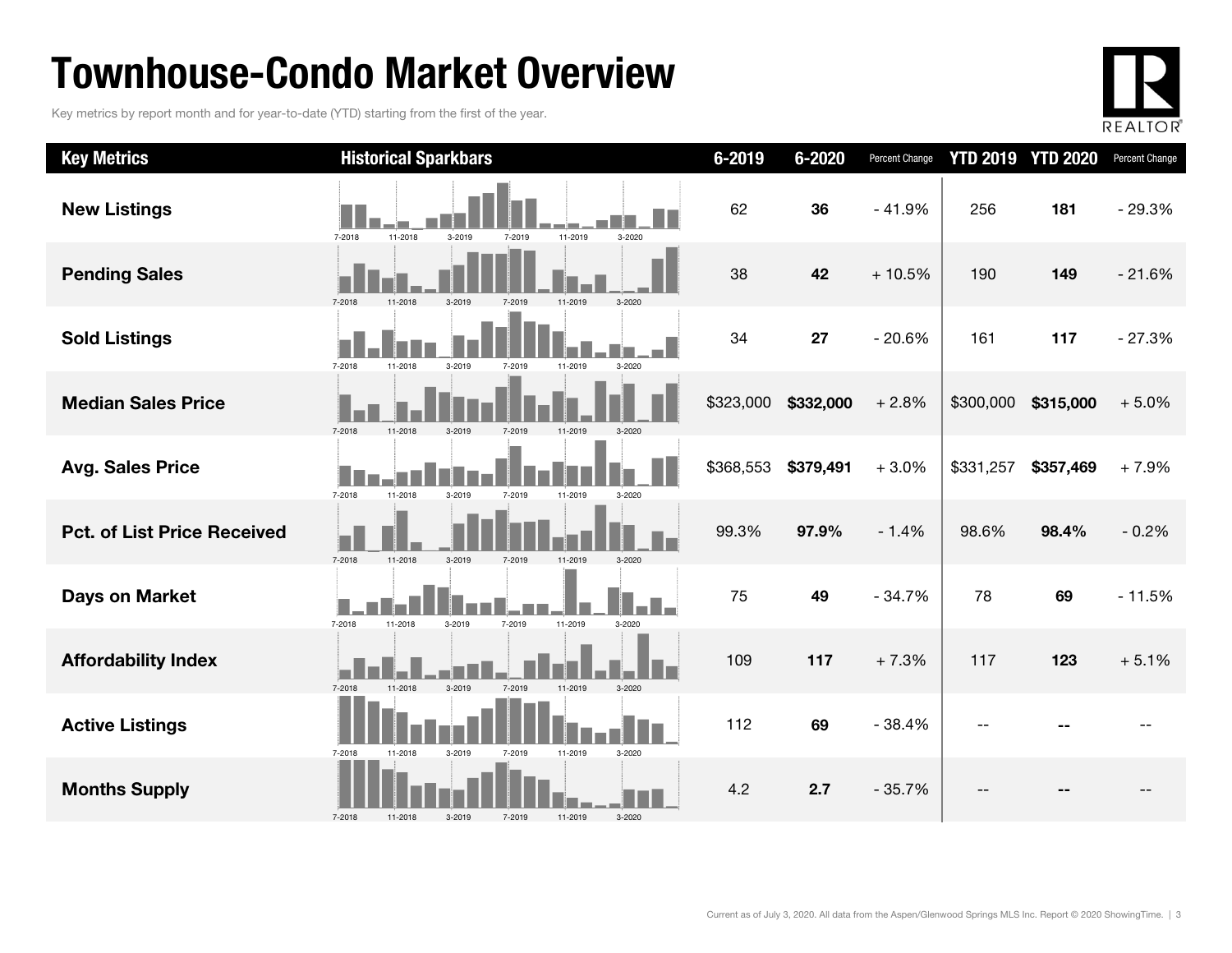# Townhouse-Condo Market Overview

Key metrics by report month and for year-to-date (YTD) starting from the first of the year.

| Key Metrics | Historical Sparkbars | 6-2019 | 6-2020 | Percent Change | YTD 2019 | YTD 2020 | Percent Change |
|---|---|---|---|---|---|---|---|
| **New Listings** | 7-2018 11-2018 3-2019 7-2019 11-2019 3-2020 | 62 | **36** | - 41.9% | 256 | **181** | - 29.3% |
| **Pending Sales** | 7-2018 11-2018 3-2019 7-2019 11-2019 3-2020 | 38 | **42** | + 10.5% | 190 | **149** | - 21.6% |
| **Sold Listings** | 7-2018 11-2018 3-2019 7-2019 11-2019 3-2020 | 34 | **27** | - 20.6% | 161 | **117** | - 27.3% |
| **Median Sales Price** | 7-2018 11-2018 3-2019 7-2019 11-2019 3-2020 | $323,000 | **$332,000** | + 2.8% | $300,000 | **$315,000** | + 5.0% |
| **Avg. Sales Price** | 7-2018 11-2018 3-2019 7-2019 11-2019 3-2020 | $368,553 | **$379,491** | + 3.0% | $331,257 | **$357,469** | + 7.9% |
| **Pct. of List Price Received** | 7-2018 11-2018 3-2019 7-2019 11-2019 3-2020 | 99.3% | **97.9%** | - 1.4% | 98.6% | **98.4%** | - 0.2% |
| **Days on Market** | 7-2018 11-2018 3-2019 7-2019 11-2019 3-2020 | 75 | **49** | - 34.7% | 78 | **69** | - 11.5% |
| **Affordability Index** | 7-2018 11-2018 3-2019 7-2019 11-2019 3-2020 | 109 | **117** | + 7.3% | 117 | **123** | + 5.1% |
| **Active Listings** | 7-2018 11-2018 3-2019 7-2019 11-2019 3-2020 | 112 | **69** | - 38.4% | -- | **--** | -- |
| **Months Supply** | 7-2018 11-2018 3-2019 7-2019 11-2019 3-2020 | 4.2 | **2.7** | - 35.7% | -- | **--** | -- |

Current as of July 3, 2020. All data from the Aspen/Glenwood Springs MLS Inc. Report © 2020 ShowingTime.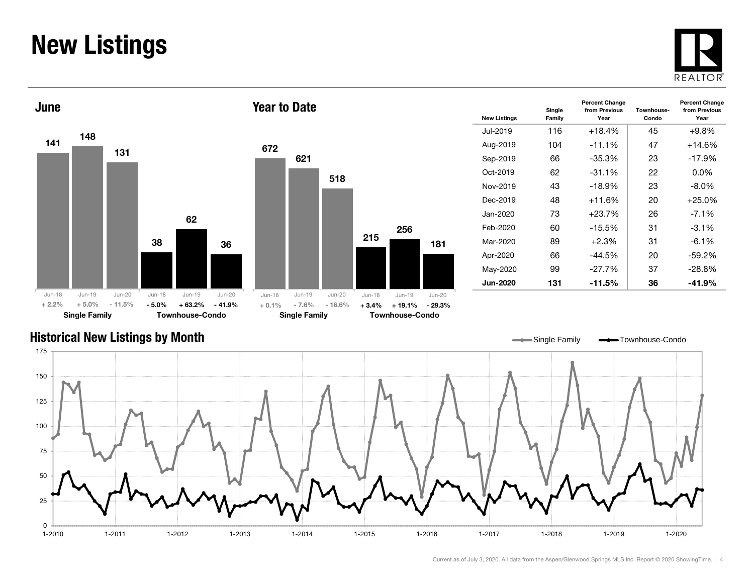# New Listings

REALTOR

## June

141
148
131
38
62
36

Jun-18 Jun-19 Jun-20 Jun-18 Jun-19 Jun-20

+ 2.2% + 5.0% - 11.5% - 5.0% + 63.2% - 41.9%

Single Family Townhouse-Condo

## Year to Date

672
621
518
215
256
181

Jun-18 Jun-19 Jun-20 Jun-18 Jun-19 Jun-20

+ 0.1% - 7.6% - 16.6% + 3.4% + 19.1% - 29.3%

Single Family Townhouse-Condo

| New Listings | Single Family | Percent Change from Previous Year | Townhouse-Condo | Percent Change from Previous Year |
|---|---|---|---|---|
| Jul-2019 | 116 | +18.4% | 45 | +9.8% |
| Aug-2019 | 104 | -11.1% | 47 | +14.6% |
| Sep-2019 | 66 | -35.3% | 23 | -17.9% |
| Oct-2019 | 62 | -31.1% | 22 | 0.0% |
| Nov-2019 | 43 | -18.9% | 23 | -8.0% |
| Dec-2019 | 48 | +11.6% | 20 | +25.0% |
| Jan-2020 | 73 | +23.7% | 26 | -7.1% |
| Feb-2020 | 60 | -15.5% | 31 | -3.1% |
| Mar-2020 | 89 | +2.3% | 31 | -6.1% |
| Apr-2020 | 66 | -44.5% | 20 | -59.2% |
| May-2020 | 99 | -27.7% | 37 | -28.8% |
| **Jun-2020** | **131** | **-11.5%** | **36** | **-41.9%** |

## Historical New Listings by Month

Single Family Townhouse-Condo

175
150
125
100
75
50
25
0

1-2010 1-2011 1-2012 1-2013 1-2014 1-2015 1-2016 1-2017 1-2018 1-2019 1-2020

Current as of July 3, 2020. All data from the Aspen/Glenwood Springs MLS Inc. Report © 2020 ShowingTime.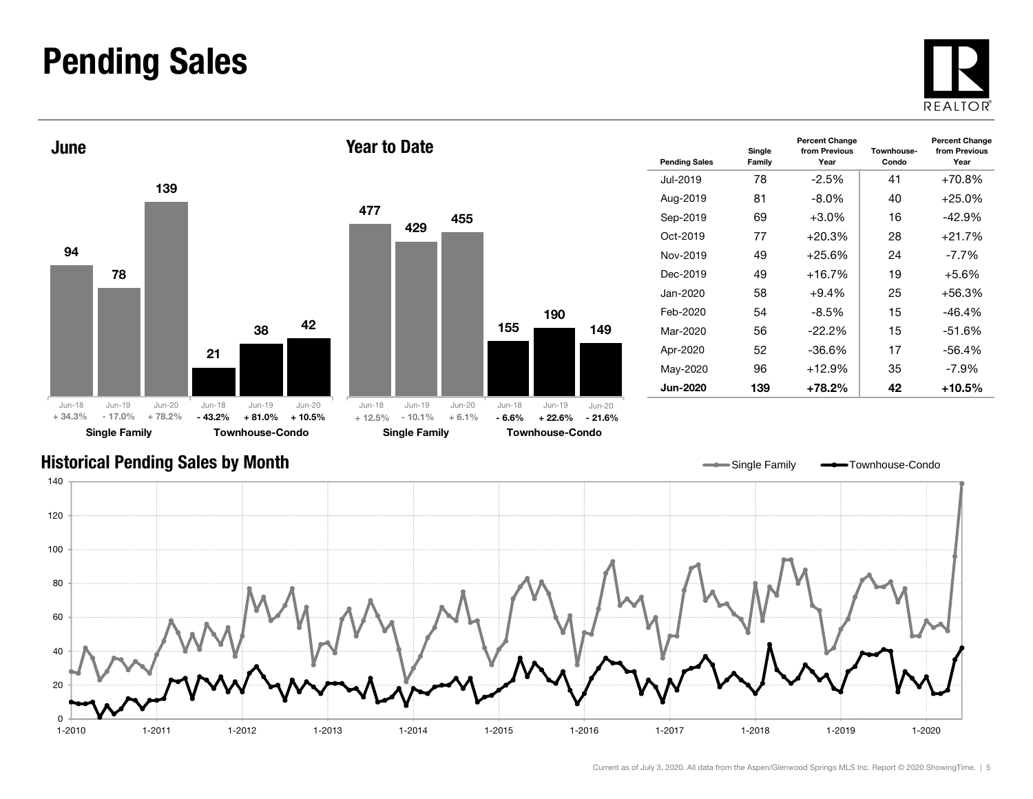# Pending Sales

REALTOR®

## June

94
78
139
21
38
42

Jun-18 + 34.3%
Jun-19 - 17.0%
Jun-20 + 78.2%
Jun-18 - 43.2%
Jun-19 + 81.0%
Jun-20 + 10.5%

Single Family
Townhouse-Condo

## Year to Date

477
429
455
155
190
149

Jun-18 + 12.5%
Jun-19 - 10.1%
Jun-20 + 6.1%
Jun-18 - 6.6%
Jun-19 + 22.6%
Jun-20 - 21.6%

Single Family
Townhouse-Condo

| Pending Sales | Single Family | Percent Change from Previous Year | Townhouse-Condo | Percent Change from Previous Year |
|---|---|---|---|---|
| Jul-2019 | 78 | -2.5% | 41 | +70.8% |
| Aug-2019 | 81 | -8.0% | 40 | +25.0% |
| Sep-2019 | 69 | +3.0% | 16 | -42.9% |
| Oct-2019 | 77 | +20.3% | 28 | +21.7% |
| Nov-2019 | 49 | +25.6% | 24 | -7.7% |
| Dec-2019 | 49 | +16.7% | 19 | +5.6% |
| Jan-2020 | 58 | +9.4% | 25 | +56.3% |
| Feb-2020 | 54 | -8.5% | 15 | -46.4% |
| Mar-2020 | 56 | -22.2% | 15 | -51.6% |
| Apr-2020 | 52 | -36.6% | 17 | -56.4% |
| May-2020 | 96 | +12.9% | 35 | -7.9% |
| **Jun-2020** | **139** | **+78.2%** | **42** | **+10.5%** |

## Historical Pending Sales by Month

Single Family
Townhouse-Condo

140
120
100
80
60
40
20
0

1-2010 1-2011 1-2012 1-2013 1-2014 1-2015 1-2016 1-2017 1-2018 1-2019 1-2020

Current as of July 3, 2020. All data from the Aspen/Glenwood Springs MLS Inc. Report © 2020 ShowingTime.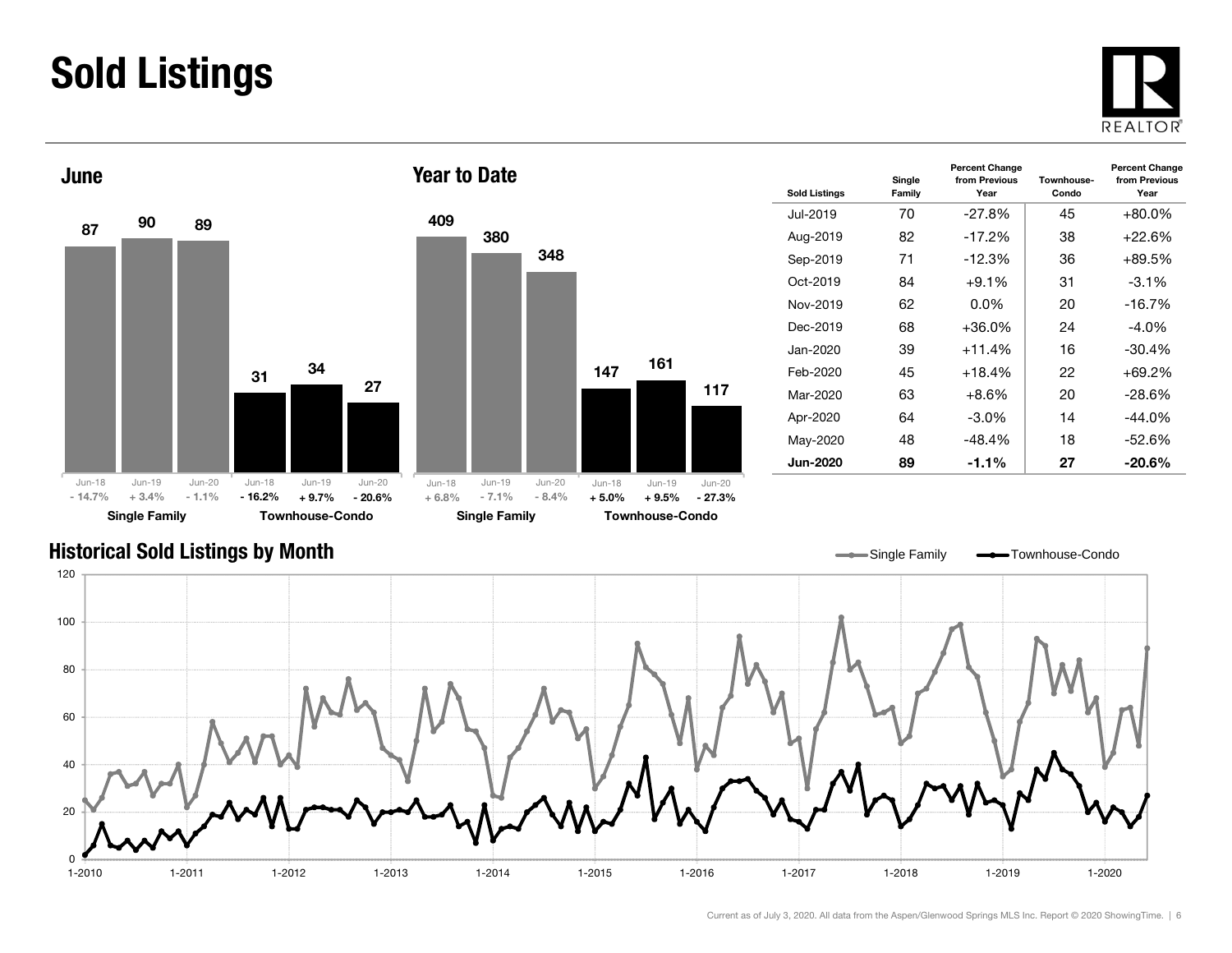# Sold Listings

REALTOR

## June

87 90 89
31 34 27

Jun-18 Jun-19 Jun-20 Jun-18 Jun-19 Jun-20

- 14.7% + 3.4% - 1.1% - 16.2% + 9.7% - 20.6%

Single Family Townhouse-Condo

## Year to Date

409 380 348
147 161 117

Jun-18 Jun-19 Jun-20 Jun-18 Jun-19 Jun-20

+ 6.8% - 7.1% - 8.4% + 5.0% + 9.5% - 27.3%

Single Family Townhouse-Condo

| Sold Listings | Single Family | Percent Change from Previous Year | Townhouse-Condo | Percent Change from Previous Year |
|---|---|---|---|---|
| Jul-2019 | 70 | -27.8% | 45 | +80.0% |
| Aug-2019 | 82 | -17.2% | 38 | +22.6% |
| Sep-2019 | 71 | -12.3% | 36 | +89.5% |
| Oct-2019 | 84 | +9.1% | 31 | -3.1% |
| Nov-2019 | 62 | 0.0% | 20 | -16.7% |
| Dec-2019 | 68 | +36.0% | 24 | -4.0% |
| Jan-2020 | 39 | +11.4% | 16 | -30.4% |
| Feb-2020 | 45 | +18.4% | 22 | +69.2% |
| Mar-2020 | 63 | +8.6% | 20 | -28.6% |
| Apr-2020 | 64 | -3.0% | 14 | -44.0% |
| May-2020 | 48 | -48.4% | 18 | -52.6% |
| **Jun-2020** | **89** | **-1.1%** | **27** | **-20.6%** |

## Historical Sold Listings by Month

Single Family
Townhouse-Condo

0 20 40 60 80 100 120

1-2010 1-2011 1-2012 1-2013 1-2014 1-2015 1-2016 1-2017 1-2018 1-2019 1-2020

Current as of July 3, 2020. All data from the Aspen/Glenwood Springs MLS Inc. Report © 2020 ShowingTime.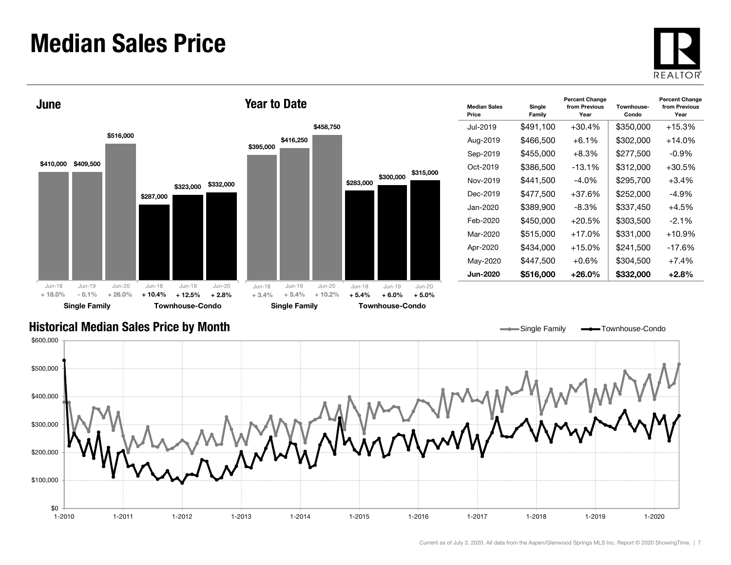# Median Sales Price

REALTOR®

## June

$410,000
$409,500
$516,000
$287,000
$323,000
$332,000

Jun-18
+ 18.0%
Jun-19
- 0.1%
Jun-20
+ 26.0%
Jun-18
+ 10.4%
Jun-19
+ 12.5%
Jun-20
+ 2.8%

Single Family
Townhouse-Condo

## Year to Date

$395,000
$416,250
$458,750
$283,000
$300,000
$315,000

Jun-18
+ 3.4%
Jun-19
+ 5.4%
Jun-20
+ 10.2%
Jun-18
+ 5.4%
Jun-19
+ 6.0%
Jun-20
+ 5.0%

Single Family
Townhouse-Condo

| Median Sales Price | Single Family | Percent Change from Previous Year | Townhouse-Condo | Percent Change from Previous Year |
|---|---|---|---|---|
| Jul-2019 | $491,100 | +30.4% | $350,000 | +15.3% |
| Aug-2019 | $466,500 | +6.1% | $302,000 | +14.0% |
| Sep-2019 | $455,000 | +8.3% | $277,500 | -0.9% |
| Oct-2019 | $386,500 | -13.1% | $312,000 | +30.5% |
| Nov-2019 | $441,500 | -4.0% | $295,700 | +3.4% |
| Dec-2019 | $477,500 | +37.6% | $252,000 | -4.9% |
| Jan-2020 | $389,900 | -8.3% | $337,450 | +4.5% |
| Feb-2020 | $450,000 | +20.5% | $303,500 | -2.1% |
| Mar-2020 | $515,000 | +17.0% | $331,000 | +10.9% |
| Apr-2020 | $434,000 | +15.0% | $241,500 | -17.6% |
| May-2020 | $447,500 | +0.6% | $304,500 | +7.4% |
| **Jun-2020** | **$516,000** | **+26.0%** | **$332,000** | **+2.8%** |

## Historical Median Sales Price by Month

Single Family
Townhouse-Condo

$600,000
$500,000
$400,000
$300,000
$200,000
$100,000
$0

1-2010
1-2011
1-2012
1-2013
1-2014
1-2015
1-2016
1-2017
1-2018
1-2019
1-2020

Current as of July 3, 2020. All data from the Aspen/Glenwood Springs MLS Inc. Report © 2020 ShowingTime.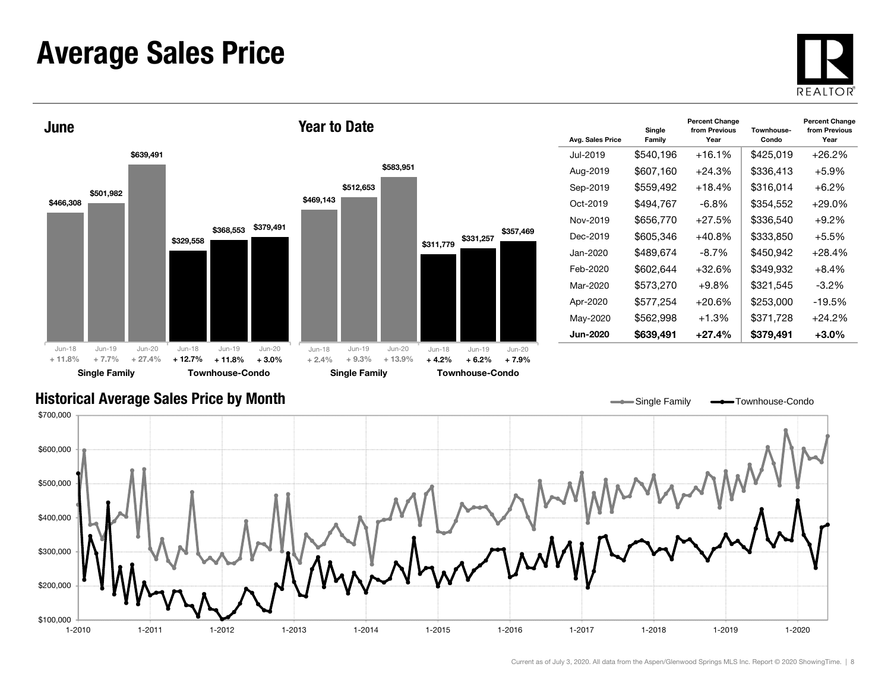# Average Sales Price

## June

$466,308
$501,982
$639,491
$329,558
$368,553
$379,491

Jun-18 Jun-19 Jun-20 Jun-18 Jun-19 Jun-20

+ 11.8% + 7.7% + 27.4% + 12.7% + 11.8% + 3.0%

Single Family Townhouse-Condo

## Year to Date

$469,143
$512,653
$583,951
$311,779
$331,257
$357,469

Jun-18 Jun-19 Jun-20 Jun-18 Jun-19 Jun-20

+ 2.4% + 9.3% + 13.9% + 4.2% + 6.2% + 7.9%

Single Family Townhouse-Condo

| Avg. Sales Price | Single Family | Percent Change from Previous Year | Townhouse-Condo | Percent Change from Previous Year |
|---|---|---|---|---|
| Jul-2019 | $540,196 | +16.1% | $425,019 | +26.2% |
| Aug-2019 | $607,160 | +24.3% | $336,413 | +5.9% |
| Sep-2019 | $559,492 | +18.4% | $316,014 | +6.2% |
| Oct-2019 | $494,767 | -6.8% | $354,552 | +29.0% |
| Nov-2019 | $656,770 | +27.5% | $336,540 | +9.2% |
| Dec-2019 | $605,346 | +40.8% | $333,850 | +5.5% |
| Jan-2020 | $489,674 | -8.7% | $450,942 | +28.4% |
| Feb-2020 | $602,644 | +32.6% | $349,932 | +8.4% |
| Mar-2020 | $573,270 | +9.8% | $321,545 | -3.2% |
| Apr-2020 | $577,254 | +20.6% | $253,000 | -19.5% |
| May-2020 | $562,998 | +1.3% | $371,728 | +24.2% |
| **Jun-2020** | **$639,491** | **+27.4%** | **$379,491** | **+3.0%** |

## Historical Average Sales Price by Month

Single Family
Townhouse-Condo

$700,000
$600,000
$500,000
$400,000
$300,000
$200,000
$100,000

1-2010 1-2011 1-2012 1-2013 1-2014 1-2015 1-2016 1-2017 1-2018 1-2019 1-2020

Current as of July 3, 2020. All data from the Aspen/Glenwood Springs MLS Inc. Report © 2020 ShowingTime.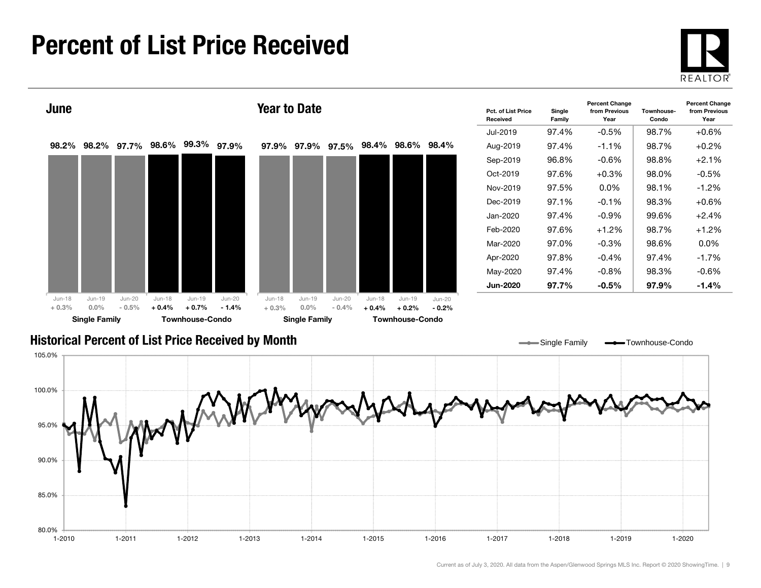# Percent of List Price Received

## June

98.2% 98.2% 97.7% 98.6% 99.3% 97.9%

Jun-18 Jun-19 Jun-20 Jun-18 Jun-19 Jun-20

+ 0.3% 0.0% - 0.5% + 0.4% + 0.7% - 1.4%

Single Family Townhouse-Condo

## Year to Date

97.9% 97.9% 97.5% 98.4% 98.6% 98.4%

Jun-18 Jun-19 Jun-20 Jun-18 Jun-19 Jun-20

+ 0.3% 0.0% - 0.4% + 0.4% + 0.2% - 0.2%

Single Family Townhouse-Condo

| Pct. of List Price Received | Single Family | Percent Change from Previous Year | Townhouse-Condo | Percent Change from Previous Year |
|---|---|---|---|---|
| Jul-2019 | 97.4% | -0.5% | 98.7% | +0.6% |
| Aug-2019 | 97.4% | -1.1% | 98.7% | +0.2% |
| Sep-2019 | 96.8% | -0.6% | 98.8% | +2.1% |
| Oct-2019 | 97.6% | +0.3% | 98.0% | -0.5% |
| Nov-2019 | 97.5% | 0.0% | 98.1% | -1.2% |
| Dec-2019 | 97.1% | -0.1% | 98.3% | +0.6% |
| Jan-2020 | 97.4% | -0.9% | 99.6% | +2.4% |
| Feb-2020 | 97.6% | +1.2% | 98.7% | +1.2% |
| Mar-2020 | 97.0% | -0.3% | 98.6% | 0.0% |
| Apr-2020 | 97.8% | -0.4% | 97.4% | -1.7% |
| May-2020 | 97.4% | -0.8% | 98.3% | -0.6% |
| **Jun-2020** | **97.7%** | **-0.5%** | **97.9%** | **-1.4%** |

## Historical Percent of List Price Received by Month

Single Family Townhouse-Condo

105.0%
100.0%
95.0%
90.0%
85.0%
80.0%

1-2010 1-2011 1-2012 1-2013 1-2014 1-2015 1-2016 1-2017 1-2018 1-2019 1-2020

Current as of July 3, 2020. All data from the Aspen/Glenwood Springs MLS Inc. Report © 2020 ShowingTime.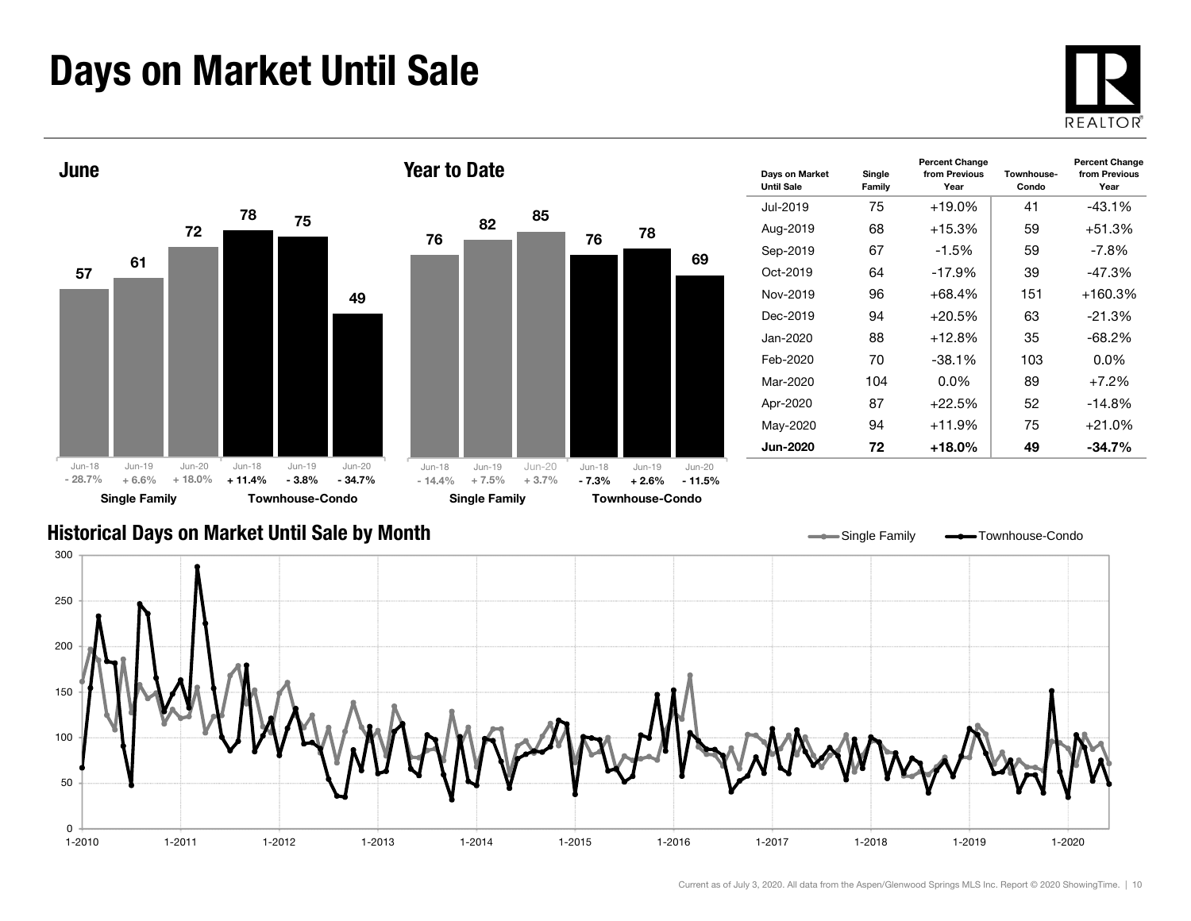# Days on Market Until Sale

REALTOR®

## June

57
61
72
78
75
49

Jun-18 Jun-19 Jun-20 Jun-18 Jun-19 Jun-20

- 28.7% + 6.6% + 18.0% + 11.4% - 3.8% - 34.7%

Single Family Townhouse-Condo

## Year to Date

76
82
85
76
78
69

Jun-18 Jun-19 Jun-20 Jun-18 Jun-19 Jun-20

- 14.4% + 7.5% + 3.7% - 7.3% + 2.6% - 11.5%

Single Family Townhouse-Condo

| Days on Market Until Sale | Single Family | Percent Change from Previous Year | Townhouse-Condo | Percent Change from Previous Year |
|---|---|---|---|---|
| Jul-2019 | 75 | +19.0% | 41 | -43.1% |
| Aug-2019 | 68 | +15.3% | 59 | +51.3% |
| Sep-2019 | 67 | -1.5% | 59 | -7.8% |
| Oct-2019 | 64 | -17.9% | 39 | -47.3% |
| Nov-2019 | 96 | +68.4% | 151 | +160.3% |
| Dec-2019 | 94 | +20.5% | 63 | -21.3% |
| Jan-2020 | 88 | +12.8% | 35 | -68.2% |
| Feb-2020 | 70 | -38.1% | 103 | 0.0% |
| Mar-2020 | 104 | 0.0% | 89 | +7.2% |
| Apr-2020 | 87 | +22.5% | 52 | -14.8% |
| May-2020 | 94 | +11.9% | 75 | +21.0% |
| **Jun-2020** | **72** | **+18.0%** | **49** | **-34.7%** |

## Historical Days on Market Until Sale by Month

Single Family
Townhouse-Condo

300
250
200
150
100
50
0

1-2010 1-2011 1-2012 1-2013 1-2014 1-2015 1-2016 1-2017 1-2018 1-2019 1-2020

Current as of July 3, 2020. All data from the Aspen/Glenwood Springs MLS Inc. Report © 2020 ShowingTime.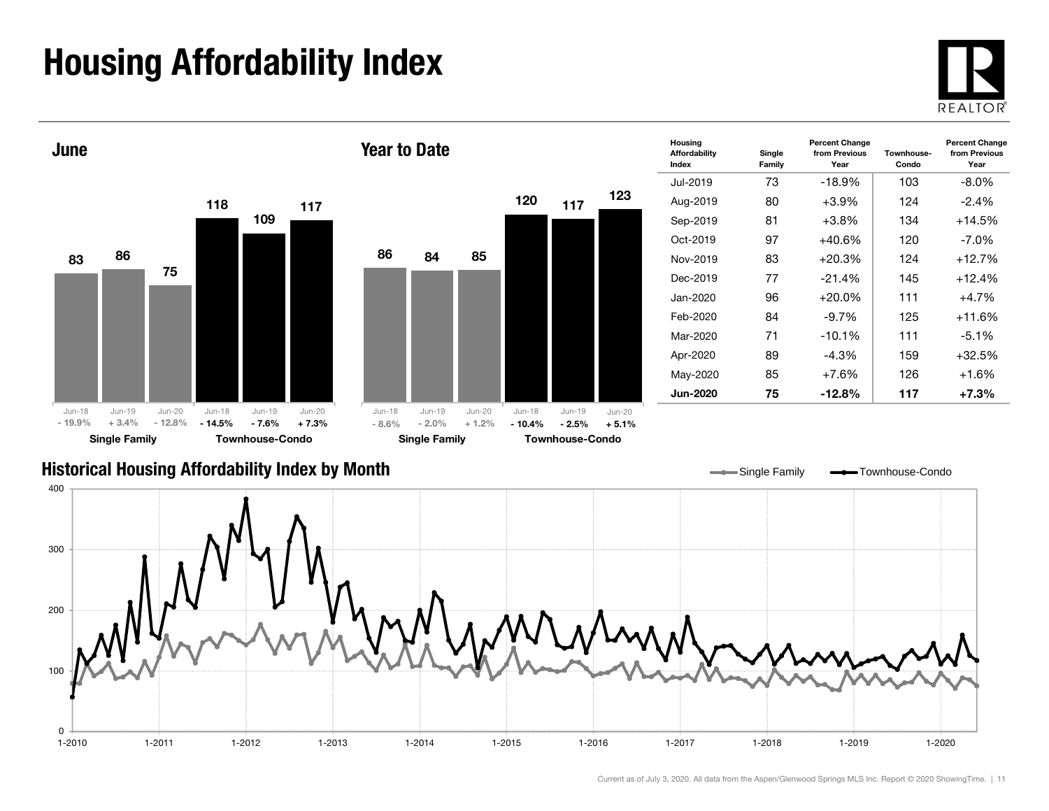# Housing Affordability Index

REALTOR®

## June

83
86
75
118
109
117

Jun-18 - 19.9%
Jun-19 + 3.4%
Jun-20 - 12.8%
Jun-18 - 14.5%
Jun-19 - 7.6%
Jun-20 + 7.3%

Single Family
Townhouse-Condo

## Year to Date

86
84
85
120
117
123

Jun-18 - 8.6%
Jun-19 - 2.0%
Jun-20 + 1.2%
Jun-18 - 10.4%
Jun-19 - 2.5%
Jun-20 + 5.1%

Single Family
Townhouse-Condo

| Housing Affordability Index | Single Family | Percent Change from Previous Year | Townhouse-Condo | Percent Change from Previous Year |
|---|---|---|---|---|
| Jul-2019 | 73 | -18.9% | 103 | -8.0% |
| Aug-2019 | 80 | +3.9% | 124 | -2.4% |
| Sep-2019 | 81 | +3.8% | 134 | +14.5% |
| Oct-2019 | 97 | +40.6% | 120 | -7.0% |
| Nov-2019 | 83 | +20.3% | 124 | +12.7% |
| Dec-2019 | 77 | -21.4% | 145 | +12.4% |
| Jan-2020 | 96 | +20.0% | 111 | +4.7% |
| Feb-2020 | 84 | -9.7% | 125 | +11.6% |
| Mar-2020 | 71 | -10.1% | 111 | -5.1% |
| Apr-2020 | 89 | -4.3% | 159 | +32.5% |
| May-2020 | 85 | +7.6% | 126 | +1.6% |
| **Jun-2020** | **75** | **-12.8%** | **117** | **+7.3%** |

## Historical Housing Affordability Index by Month

Single Family
Townhouse-Condo

400
300
200
100
0

1-2010
1-2011
1-2012
1-2013
1-2014
1-2015
1-2016
1-2017
1-2018
1-2019
1-2020

Current as of July 3, 2020. All data from the Aspen/Glenwood Springs MLS Inc. Report © 2020 ShowingTime.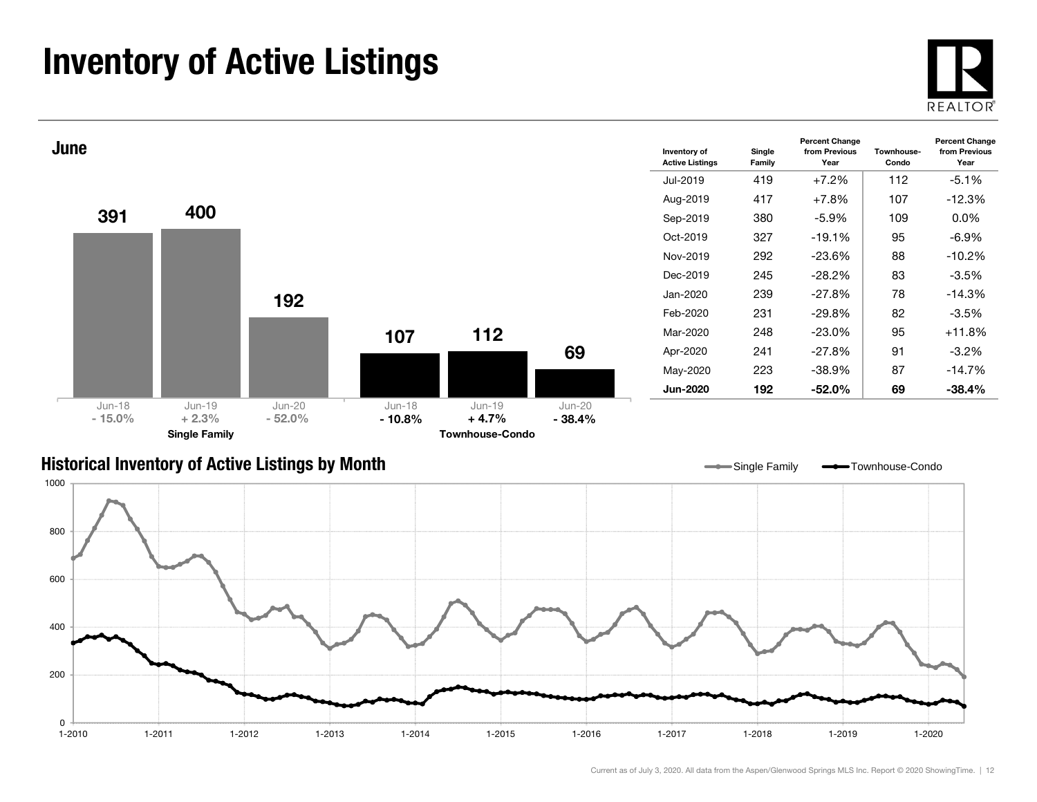# Inventory of Active Listings

## June

391
400
192
107
112
69

Jun-18
- 15.0%
Jun-19
+ 2.3%
Jun-20
- 52.0%
Single Family

Jun-18
- 10.8%
Jun-19
+ 4.7%
Jun-20
- 38.4%
Townhouse-Condo

| Inventory of Active Listings | Single Family | Percent Change from Previous Year | Townhouse-Condo | Percent Change from Previous Year |
|---|---|---|---|---|
| Jul-2019 | 419 | +7.2% | 112 | -5.1% |
| Aug-2019 | 417 | +7.8% | 107 | -12.3% |
| Sep-2019 | 380 | -5.9% | 109 | 0.0% |
| Oct-2019 | 327 | -19.1% | 95 | -6.9% |
| Nov-2019 | 292 | -23.6% | 88 | -10.2% |
| Dec-2019 | 245 | -28.2% | 83 | -3.5% |
| Jan-2020 | 239 | -27.8% | 78 | -14.3% |
| Feb-2020 | 231 | -29.8% | 82 | -3.5% |
| Mar-2020 | 248 | -23.0% | 95 | +11.8% |
| Apr-2020 | 241 | -27.8% | 91 | -3.2% |
| May-2020 | 223 | -38.9% | 87 | -14.7% |
| **Jun-2020** | **192** | **-52.0%** | **69** | **-38.4%** |

## Historical Inventory of Active Listings by Month

Single Family
Townhouse-Condo

1000
800
600
400
200
0

1-2010
1-2011
1-2012
1-2013
1-2014
1-2015
1-2016
1-2017
1-2018
1-2019
1-2020

Current as of July 3, 2020. All data from the Aspen/Glenwood Springs MLS Inc. Report © 2020 ShowingTime.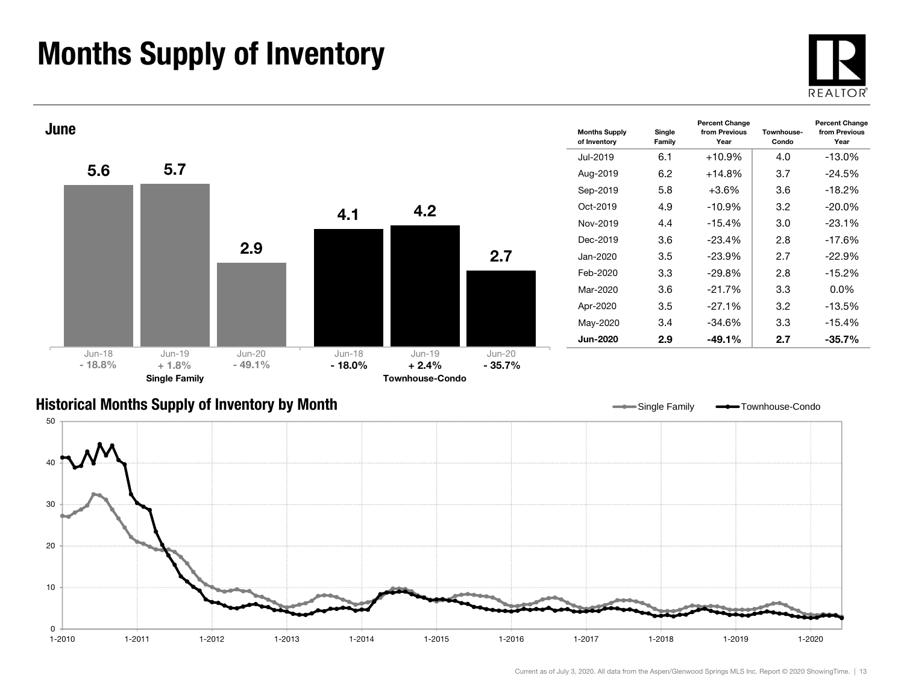# Months Supply of Inventory

## June

5.6
5.7
2.9
4.1
4.2
2.7

Jun-18
- 18.8%
Jun-19
+ 1.8%
Jun-20
- 49.1%
Single Family

Jun-18
- 18.0%
Jun-19
+ 2.4%
Jun-20
- 35.7%
Townhouse-Condo

| Months Supply of Inventory | Single Family | Percent Change from Previous Year | Townhouse-Condo | Percent Change from Previous Year |
|---|---|---|---|---|
| Jul-2019 | 6.1 | +10.9% | 4.0 | -13.0% |
| Aug-2019 | 6.2 | +14.8% | 3.7 | -24.5% |
| Sep-2019 | 5.8 | +3.6% | 3.6 | -18.2% |
| Oct-2019 | 4.9 | -10.9% | 3.2 | -20.0% |
| Nov-2019 | 4.4 | -15.4% | 3.0 | -23.1% |
| Dec-2019 | 3.6 | -23.4% | 2.8 | -17.6% |
| Jan-2020 | 3.5 | -23.9% | 2.7 | -22.9% |
| Feb-2020 | 3.3 | -29.8% | 2.8 | -15.2% |
| Mar-2020 | 3.6 | -21.7% | 3.3 | 0.0% |
| Apr-2020 | 3.5 | -27.1% | 3.2 | -13.5% |
| May-2020 | 3.4 | -34.6% | 3.3 | -15.4% |
| **Jun-2020** | **2.9** | **-49.1%** | **2.7** | **-35.7%** |

## Historical Months Supply of Inventory by Month

Single Family
Townhouse-Condo

50
40
30
20
10
0

1-2010
1-2011
1-2012
1-2013
1-2014
1-2015
1-2016
1-2017
1-2018
1-2019
1-2020

Current as of July 3, 2020. All data from the Aspen/Glenwood Springs MLS Inc. Report © 2020 ShowingTime.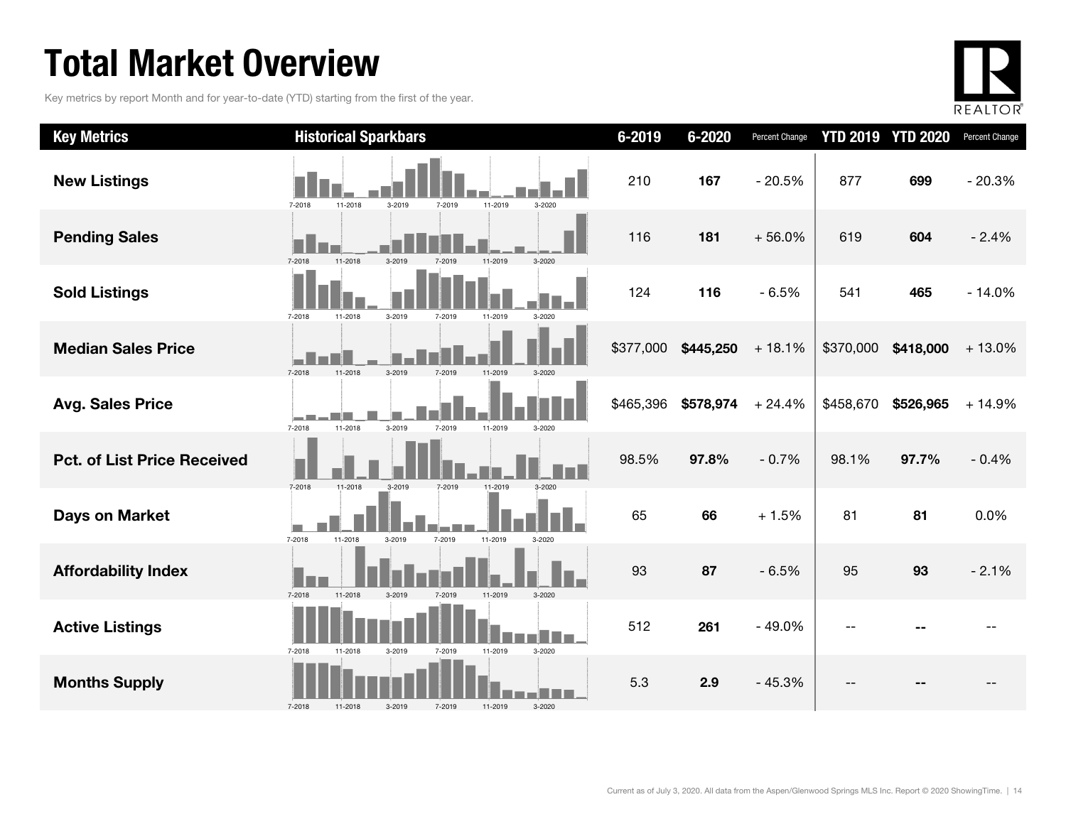# Total Market Overview

Key metrics by report Month and for year-to-date (YTD) starting from the first of the year.

| Key Metrics | Historical Sparkbars | 6-2019 | 6-2020 | Percent Change | YTD 2019 | YTD 2020 | Percent Change |
|---|---|---|---|---|---|---|---|
| New Listings | 7-2018 11-2018 3-2019 7-2019 11-2019 3-2020 | 210 | **167** | - 20.5% | 877 | **699** | - 20.3% |
| Pending Sales | 7-2018 11-2018 3-2019 7-2019 11-2019 3-2020 | 116 | **181** | + 56.0% | 619 | **604** | - 2.4% |
| Sold Listings | 7-2018 11-2018 3-2019 7-2019 11-2019 3-2020 | 124 | **116** | - 6.5% | 541 | **465** | - 14.0% |
| Median Sales Price | 7-2018 11-2018 3-2019 7-2019 11-2019 3-2020 | $377,000 | **$445,250** | + 18.1% | $370,000 | **$418,000** | + 13.0% |
| Avg. Sales Price | 7-2018 11-2018 3-2019 7-2019 11-2019 3-2020 | $465,396 | **$578,974** | + 24.4% | $458,670 | **$526,965** | + 14.9% |
| Pct. of List Price Received | 7-2018 11-2018 3-2019 7-2019 11-2019 3-2020 | 98.5% | **97.8%** | - 0.7% | 98.1% | **97.7%** | - 0.4% |
| Days on Market | 7-2018 11-2018 3-2019 7-2019 11-2019 3-2020 | 65 | **66** | + 1.5% | 81 | **81** | 0.0% |
| Affordability Index | 7-2018 11-2018 3-2019 7-2019 11-2019 3-2020 | 93 | **87** | - 6.5% | 95 | **93** | - 2.1% |
| Active Listings | 7-2018 11-2018 3-2019 7-2019 11-2019 3-2020 | 512 | **261** | - 49.0% | -- | **--** | -- |
| Months Supply | 7-2018 11-2018 3-2019 7-2019 11-2019 3-2020 | 5.3 | **2.9** | - 45.3% | -- | **--** | -- |

Current as of July 3, 2020. All data from the Aspen/Glenwood Springs MLS Inc. Report © 2020 ShowingTime.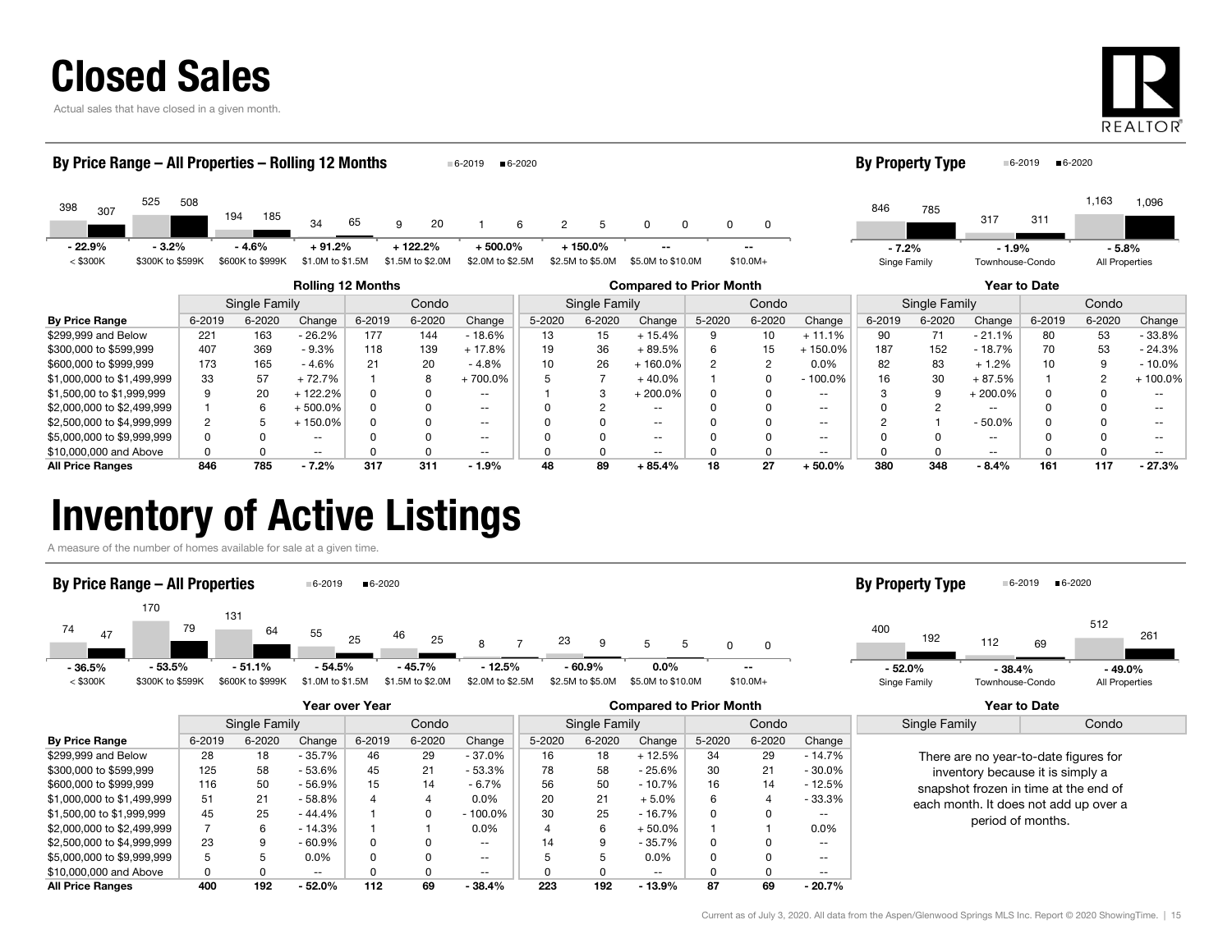# Closed Sales

Actual sales that have closed in a given month.

### By Price Range – All Properties – Rolling 12 Months

6-2019 6-2020

398 307
525 508
194 185
34 65
9 20
1 6
2 5
0 0
0 0

- 22.9% < $300K
- 3.2% $300K to $599K
- 4.6% $600K to $999K
+ 91.2% $1.0M to $1.5M
+ 122.2% $1.5M to $2.0M
+ 500.0% $2.0M to $2.5M
+ 150.0% $2.5M to $5.0M
-- $5.0M to $10.0M
-- $10.0M+

### By Property Type

6-2019 6-2020

846 785
317 311
1,163 1,096

- 7.2% Singe Family
- 1.9% Townhouse-Condo
- 5.8% All Properties

| | Rolling 12 Months | | | | | | Compared to Prior Month | | | | | | Year to Date | | | | | |
|---|---|---|---|---|---|---|---|---|---|---|---|---|---|---|---|---|---|---|
| | Single Family | | | Condo | | | Single Family | | | Condo | | | Single Family | | | Condo | | |
| **By Price Range** | 6-2019 | 6-2020 | Change | 6-2019 | 6-2020 | Change | 5-2020 | 6-2020 | Change | 5-2020 | 6-2020 | Change | 6-2019 | 6-2020 | Change | 6-2019 | 6-2020 | Change |
| $299,999 and Below | 221 | 163 | - 26.2% | 177 | 144 | - 18.6% | 13 | 15 | + 15.4% | 9 | 10 | + 11.1% | 90 | 71 | - 21.1% | 80 | 53 | - 33.8% |
| $300,000 to $599,999 | 407 | 369 | - 9.3% | 118 | 139 | + 17.8% | 19 | 36 | + 89.5% | 6 | 15 | + 150.0% | 187 | 152 | - 18.7% | 70 | 53 | - 24.3% |
| $600,000 to $999,999 | 173 | 165 | - 4.6% | 21 | 20 | - 4.8% | 10 | 26 | + 160.0% | 2 | 2 | 0.0% | 82 | 83 | + 1.2% | 10 | 9 | - 10.0% |
| $1,000,000 to $1,499,999 | 33 | 57 | + 72.7% | 1 | 8 | + 700.0% | 5 | 7 | + 40.0% | 1 | 0 | - 100.0% | 16 | 30 | + 87.5% | 1 | 2 | + 100.0% |
| $1,500,00 to $1,999,999 | 9 | 20 | + 122.2% | 0 | 0 | -- | 1 | 3 | + 200.0% | 0 | 0 | -- | 3 | 9 | + 200.0% | 0 | 0 | -- |
| $2,000,000 to $2,499,999 | 1 | 6 | + 500.0% | 0 | 0 | -- | 0 | 2 | -- | 0 | 0 | -- | 0 | 2 | -- | 0 | 0 | -- |
| $2,500,000 to $4,999,999 | 2 | 5 | + 150.0% | 0 | 0 | -- | 0 | 0 | -- | 0 | 0 | -- | 2 | 1 | - 50.0% | 0 | 0 | -- |
| $5,000,000 to $9,999,999 | 0 | 0 | -- | 0 | 0 | -- | 0 | 0 | -- | 0 | 0 | -- | 0 | 0 | -- | 0 | 0 | -- |
| $10,000,000 and Above | 0 | 0 | -- | 0 | 0 | -- | 0 | 0 | -- | 0 | 0 | -- | 0 | 0 | -- | 0 | 0 | -- |
| **All Price Ranges** | **846** | **785** | **- 7.2%** | **317** | **311** | **- 1.9%** | **48** | **89** | **+ 85.4%** | **18** | **27** | **+ 50.0%** | **380** | **348** | **- 8.4%** | **161** | **117** | **- 27.3%** |

# Inventory of Active Listings

A measure of the number of homes available for sale at a given time.

### By Price Range – All Properties

6-2019 6-2020

74 47
170 79
131 64
55 25
46 25
8 7
23 9
5 5
0 0

- 36.5% < $300K
- 53.5% $300K to $599K
- 51.1% $600K to $999K
- 54.5% $1.0M to $1.5M
- 45.7% $1.5M to $2.0M
- 12.5% $2.0M to $2.5M
- 60.9% $2.5M to $5.0M
0.0% $5.0M to $10.0M
-- $10.0M+

### By Property Type

6-2019 6-2020

400 192
112 69
512 261

- 52.0% Singe Family
- 38.4% Townhouse-Condo
- 49.0% All Properties

| | Year over Year | | | | | | Compared to Prior Month | | | | | |
|---|---|---|---|---|---|---|---|---|---|---|---|---|
| | Single Family | | | Condo | | | Single Family | | | Condo | | |
| **By Price Range** | 6-2019 | 6-2020 | Change | 6-2019 | 6-2020 | Change | 5-2020 | 6-2020 | Change | 5-2020 | 6-2020 | Change |
| $299,999 and Below | 28 | 18 | - 35.7% | 46 | 29 | - 37.0% | 16 | 18 | + 12.5% | 34 | 29 | - 14.7% |
| $300,000 to $599,999 | 125 | 58 | - 53.6% | 45 | 21 | - 53.3% | 78 | 58 | - 25.6% | 30 | 21 | - 30.0% |
| $600,000 to $999,999 | 116 | 50 | - 56.9% | 15 | 14 | - 6.7% | 56 | 50 | - 10.7% | 16 | 14 | - 12.5% |
| $1,000,000 to $1,499,999 | 51 | 21 | - 58.8% | 4 | 4 | 0.0% | 20 | 21 | + 5.0% | 6 | 4 | - 33.3% |
| $1,500,00 to $1,999,999 | 45 | 25 | - 44.4% | 1 | 0 | - 100.0% | 30 | 25 | - 16.7% | 0 | 0 | -- |
| $2,000,000 to $2,499,999 | 7 | 6 | - 14.3% | 1 | 1 | 0.0% | 4 | 6 | + 50.0% | 1 | 1 | 0.0% |
| $2,500,000 to $4,999,999 | 23 | 9 | - 60.9% | 0 | 0 | -- | 14 | 9 | - 35.7% | 0 | 0 | -- |
| $5,000,000 to $9,999,999 | 5 | 5 | 0.0% | 0 | 0 | -- | 5 | 5 | 0.0% | 0 | 0 | -- |
| $10,000,000 and Above | 0 | 0 | -- | 0 | 0 | -- | 0 | 0 | -- | 0 | 0 | -- |
| **All Price Ranges** | **400** | **192** | **- 52.0%** | **112** | **69** | **- 38.4%** | **223** | **192** | **- 13.9%** | **87** | **69** | **- 20.7%** |

**Year to Date**

| Single Family | Condo |
|---|---|

There are no year-to-date figures for inventory because it is simply a snapshot frozen in time at the end of each month. It does not add up over a period of months.

Current as of July 3, 2020. All data from the Aspen/Glenwood Springs MLS Inc. Report © 2020 ShowingTime.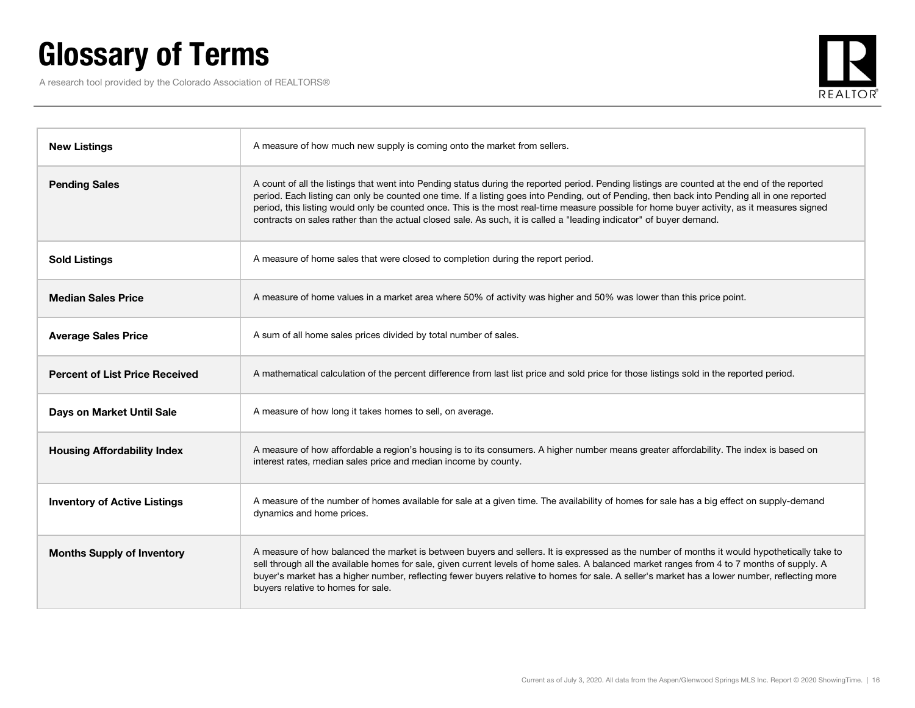# Glossary of Terms

A research tool provided by the Colorado Association of REALTORS®

| | |
|---|---|
| **New Listings** | A measure of how much new supply is coming onto the market from sellers. |
| **Pending Sales** | A count of all the listings that went into Pending status during the reported period. Pending listings are counted at the end of the reported period. Each listing can only be counted one time. If a listing goes into Pending, out of Pending, then back into Pending all in one reported period, this listing would only be counted once. This is the most real-time measure possible for home buyer activity, as it measures signed contracts on sales rather than the actual closed sale. As such, it is called a "leading indicator" of buyer demand. |
| **Sold Listings** | A measure of home sales that were closed to completion during the report period. |
| **Median Sales Price** | A measure of home values in a market area where 50% of activity was higher and 50% was lower than this price point. |
| **Average Sales Price** | A sum of all home sales prices divided by total number of sales. |
| **Percent of List Price Received** | A mathematical calculation of the percent difference from last list price and sold price for those listings sold in the reported period. |
| **Days on Market Until Sale** | A measure of how long it takes homes to sell, on average. |
| **Housing Affordability Index** | A measure of how affordable a region's housing is to its consumers. A higher number means greater affordability. The index is based on interest rates, median sales price and median income by county. |
| **Inventory of Active Listings** | A measure of the number of homes available for sale at a given time. The availability of homes for sale has a big effect on supply-demand dynamics and home prices. |
| **Months Supply of Inventory** | A measure of how balanced the market is between buyers and sellers. It is expressed as the number of months it would hypothetically take to sell through all the available homes for sale, given current levels of home sales. A balanced market ranges from 4 to 7 months of supply. A buyer's market has a higher number, reflecting fewer buyers relative to homes for sale. A seller's market has a lower number, reflecting more buyers relative to homes for sale. |

Current as of July 3, 2020. All data from the Aspen/Glenwood Springs MLS Inc. Report © 2020 ShowingTime.